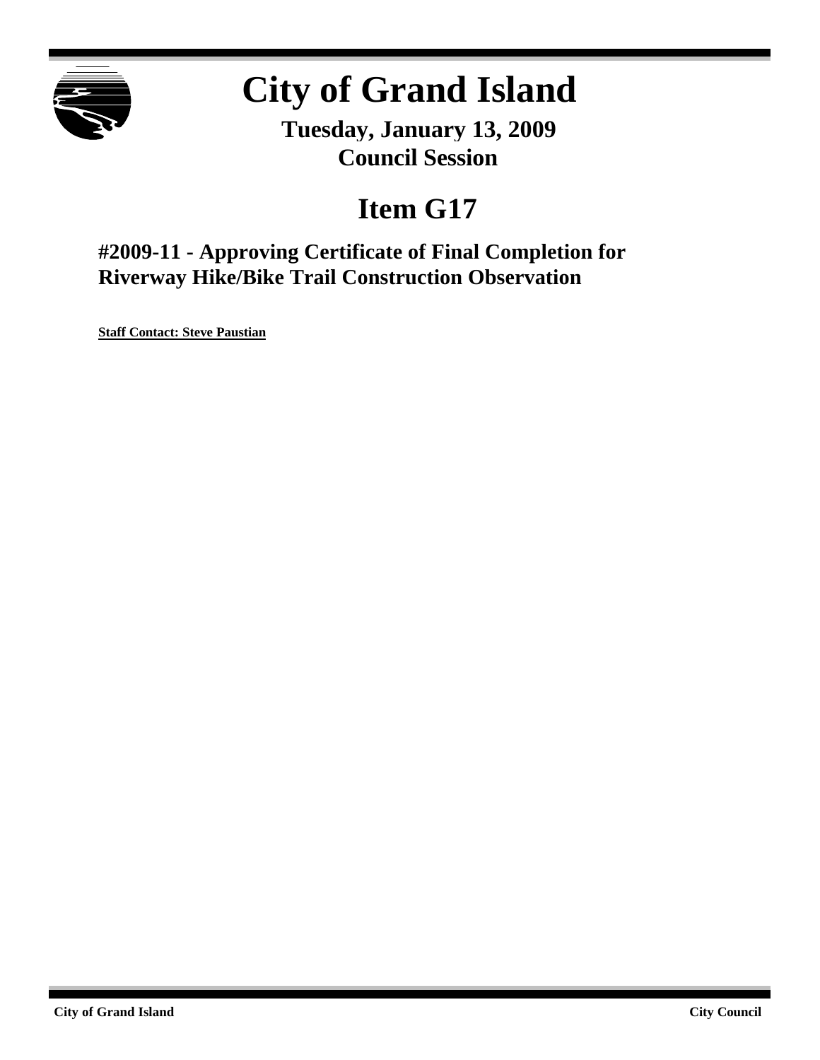# City of Grand Island

**Tuesday, January 13, 2009**
**Council Session**

# Item G17

## #2009-11 - Approving Certificate of Final Completion for Riverway Hike/Bike Trail Construction Observation

**Staff Contact: Steve Paustian**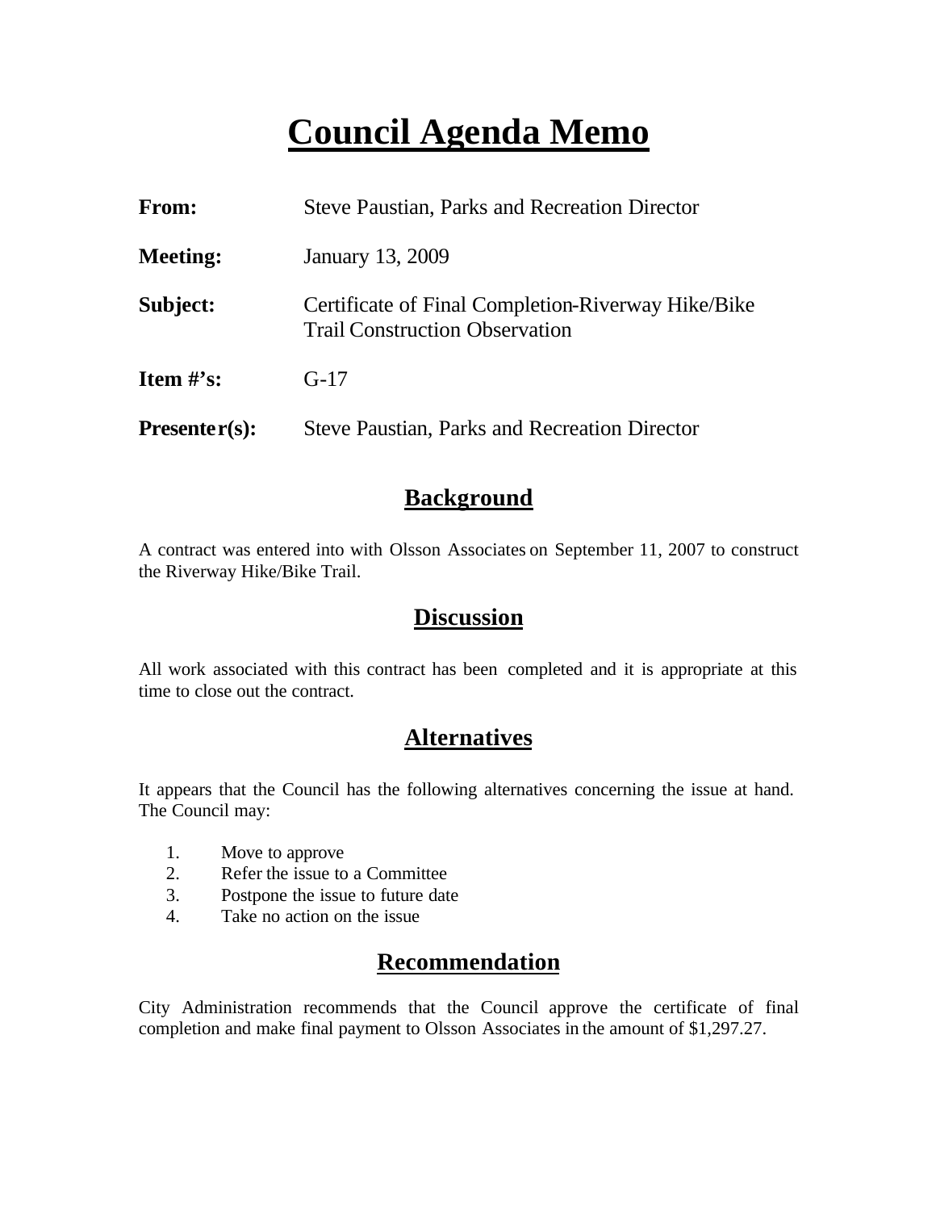# Council Agenda Memo

| | |
|---|---|
| **From:** | Steve Paustian, Parks and Recreation Director |
| **Meeting:** | January 13, 2009 |
| **Subject:** | Certificate of Final Completion-Riverway Hike/Bike Trail Construction Observation |
| **Item #'s:** | G-17 |
| **Presenter(s):** | Steve Paustian, Parks and Recreation Director |

## Background

A contract was entered into with Olsson Associates on September 11, 2007 to construct the Riverway Hike/Bike Trail.

## Discussion

All work associated with this contract has been completed and it is appropriate at this time to close out the contract.

## Alternatives

It appears that the Council has the following alternatives concerning the issue at hand. The Council may:

1. Move to approve
2. Refer the issue to a Committee
3. Postpone the issue to future date
4. Take no action on the issue

## Recommendation

City Administration recommends that the Council approve the certificate of final completion and make final payment to Olsson Associates in the amount of $1,297.27.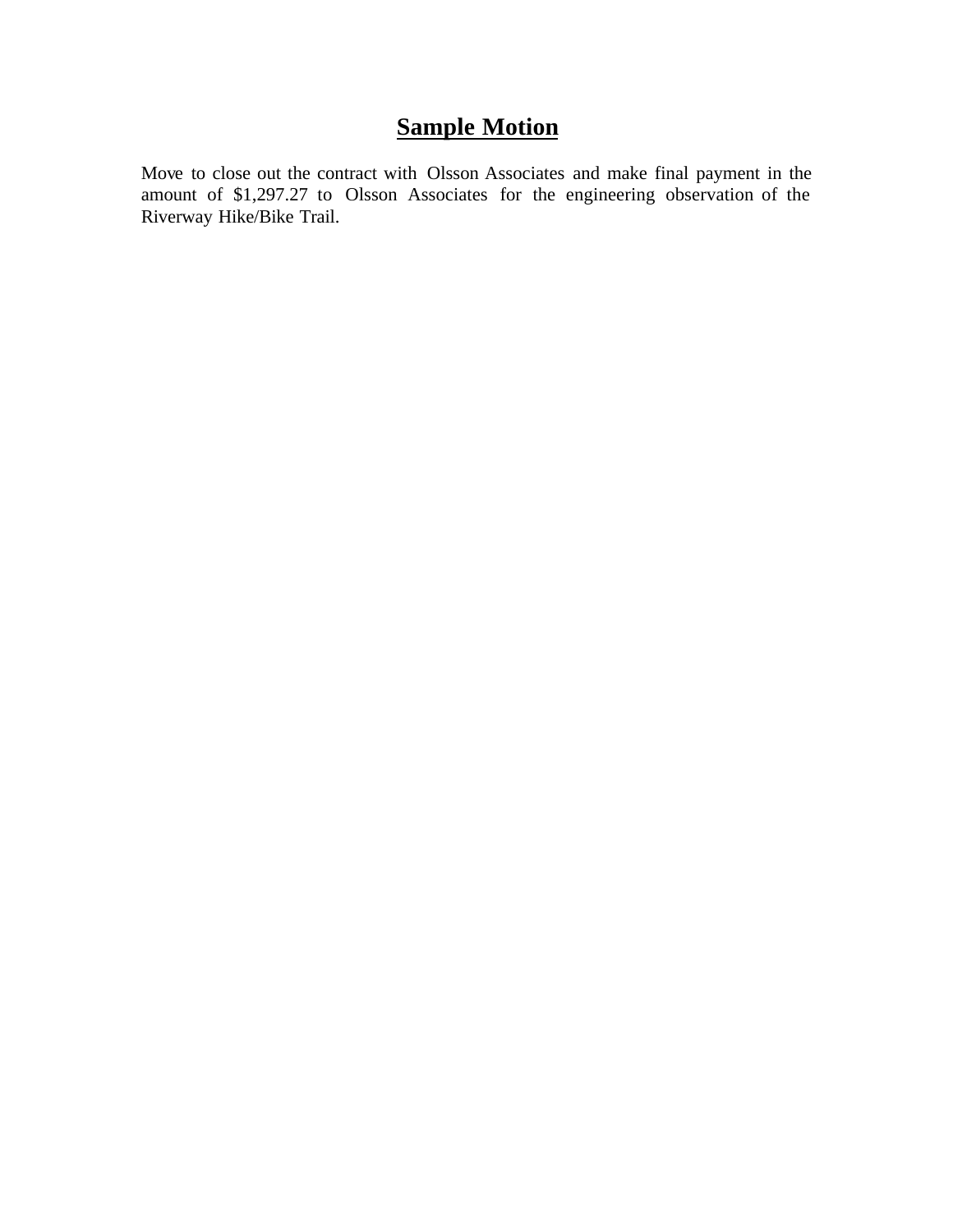# **Sample Motion**

Move to close out the contract with Olsson Associates and make final payment in the amount of $1,297.27 to Olsson Associates for the engineering observation of the Riverway Hike/Bike Trail.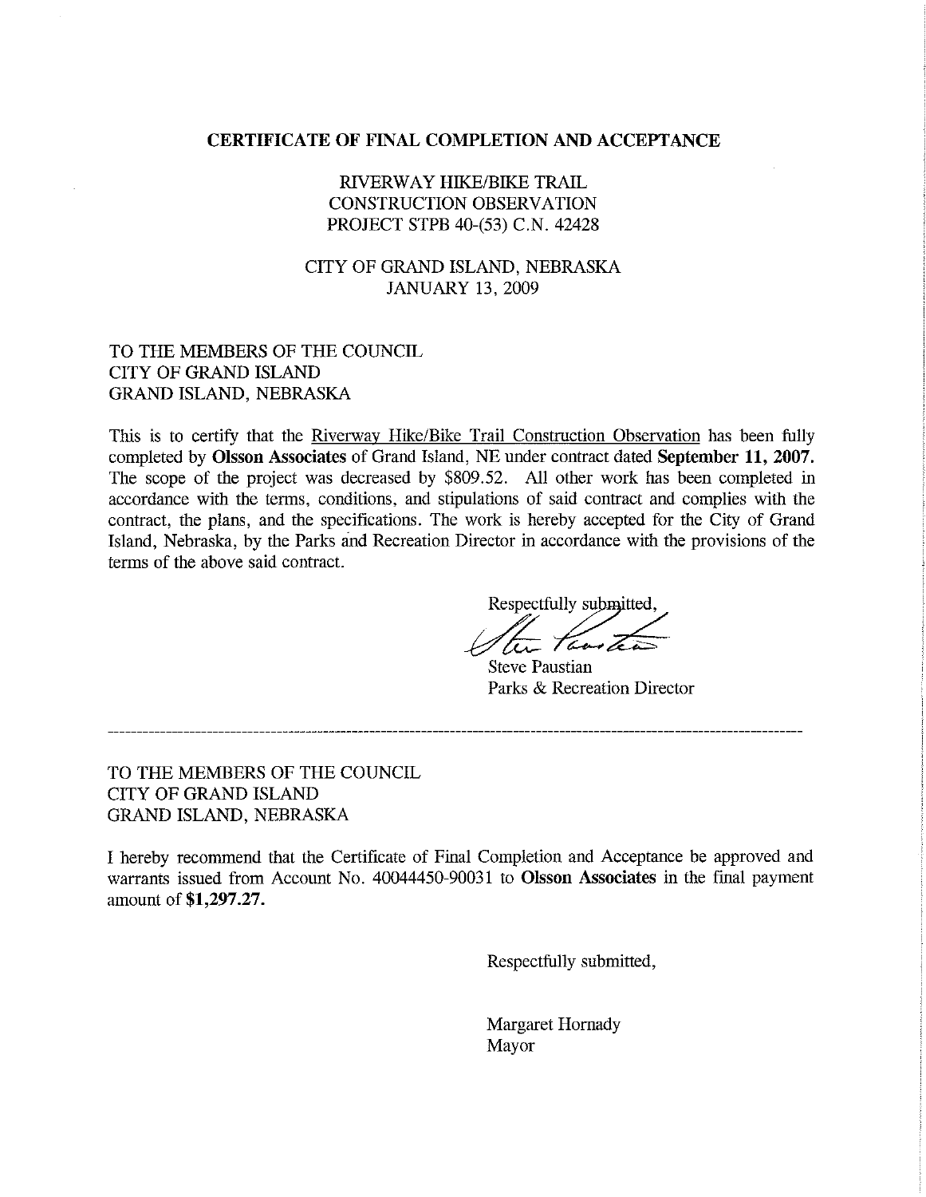# CERTIFICATE OF FINAL COMPLETION AND ACCEPTANCE

RIVERWAY HIKE/BIKE TRAIL
CONSTRUCTION OBSERVATION
PROJECT STPB 40-(53) C.N. 42428

CITY OF GRAND ISLAND, NEBRASKA
JANUARY 13, 2009

TO THE MEMBERS OF THE COUNCIL
CITY OF GRAND ISLAND
GRAND ISLAND, NEBRASKA

This is to certify that the Riverway Hike/Bike Trail Construction Observation has been fully completed by **Olsson Associates** of Grand Island, NE under contract dated **September 11, 2007.** The scope of the project was decreased by $809.52. All other work has been completed in accordance with the terms, conditions, and stipulations of said contract and complies with the contract, the plans, and the specifications. The work is hereby accepted for the City of Grand Island, Nebraska, by the Parks and Recreation Director in accordance with the provisions of the terms of the above said contract.

Respectfully submitted,

Steve Paustian
Parks & Recreation Director

---

TO THE MEMBERS OF THE COUNCIL
CITY OF GRAND ISLAND
GRAND ISLAND, NEBRASKA

I hereby recommend that the Certificate of Final Completion and Acceptance be approved and warrants issued from Account No. 40044450-90031 to **Olsson Associates** in the final payment amount of **$1,297.27.**

Respectfully submitted,

Margaret Hornady
Mayor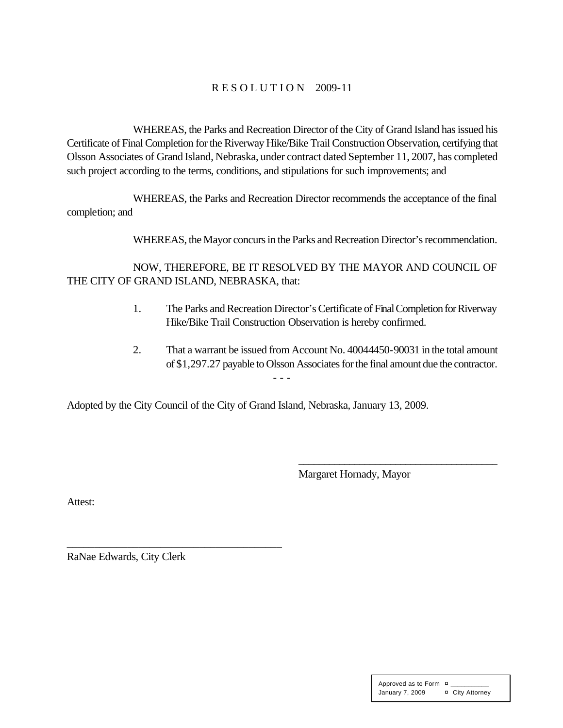# RESOLUTION 2009-11

WHEREAS, the Parks and Recreation Director of the City of Grand Island has issued his Certificate of Final Completion for the Riverway Hike/Bike Trail Construction Observation, certifying that Olsson Associates of Grand Island, Nebraska, under contract dated September 11, 2007, has completed such project according to the terms, conditions, and stipulations for such improvements; and

WHEREAS, the Parks and Recreation Director recommends the acceptance of the final completion; and

WHEREAS, the Mayor concurs in the Parks and Recreation Director's recommendation.

NOW, THEREFORE, BE IT RESOLVED BY THE MAYOR AND COUNCIL OF THE CITY OF GRAND ISLAND, NEBRASKA, that:

1. The Parks and Recreation Director's Certificate of Final Completion for Riverway Hike/Bike Trail Construction Observation is hereby confirmed.

2. That a warrant be issued from Account No. 40044450-90031 in the total amount of $1,297.27 payable to Olsson Associates for the final amount due the contractor.

- - -

Adopted by the City Council of the City of Grand Island, Nebraska, January 13, 2009.

\_\_\_\_\_\_\_\_\_\_\_\_\_\_\_\_\_\_\_\_\_\_\_\_\_\_\_\_\_\_\_\_\_\_\_\_\_\_\_
Margaret Hornady, Mayor

Attest:

\_\_\_\_\_\_\_\_\_\_\_\_\_\_\_\_\_\_\_\_\_\_\_\_\_\_\_\_\_\_\_\_\_\_\_\_\_\_\_
RaNae Edwards, City Clerk

Approved as to Form ¤ \_\_\_\_\_\_\_\_\_\_
January 7, 2009 ¤ City Attorney